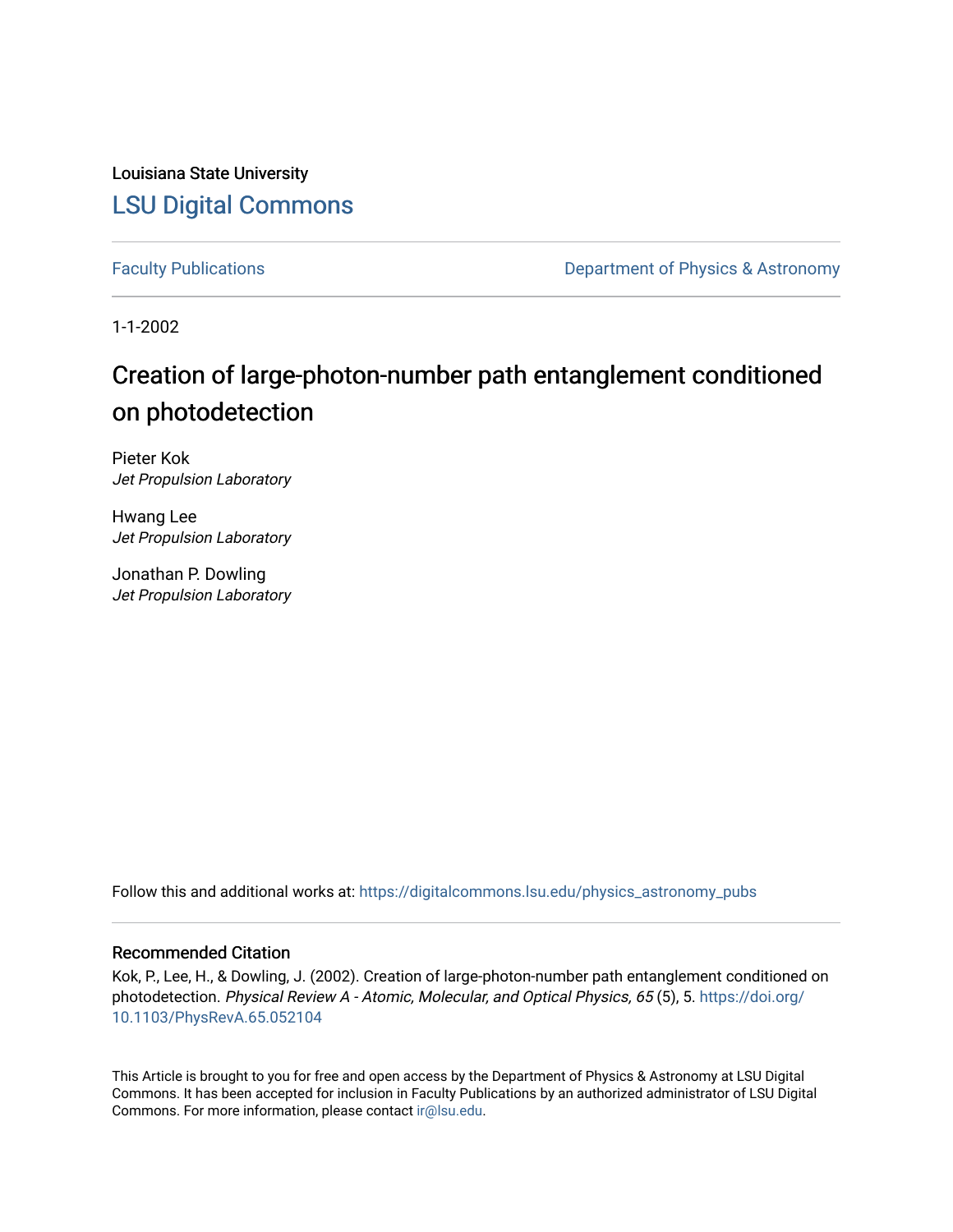Louisiana State University

## LSU Digital Commons

Faculty Publications

Department of Physics & Astronomy

1-1-2002

# Creation of large-photon-number path entanglement conditioned on photodetection

Pieter Kok
*Jet Propulsion Laboratory*

Hwang Lee
*Jet Propulsion Laboratory*

Jonathan P. Dowling
*Jet Propulsion Laboratory*

Follow this and additional works at: https://digitalcommons.lsu.edu/physics_astronomy_pubs

### Recommended Citation

Kok, P., Lee, H., & Dowling, J. (2002). Creation of large-photon-number path entanglement conditioned on photodetection. *Physical Review A - Atomic, Molecular, and Optical Physics, 65* (5), 5. https://doi.org/10.1103/PhysRevA.65.052104

This Article is brought to you for free and open access by the Department of Physics & Astronomy at LSU Digital Commons. It has been accepted for inclusion in Faculty Publications by an authorized administrator of LSU Digital Commons. For more information, please contact ir@lsu.edu.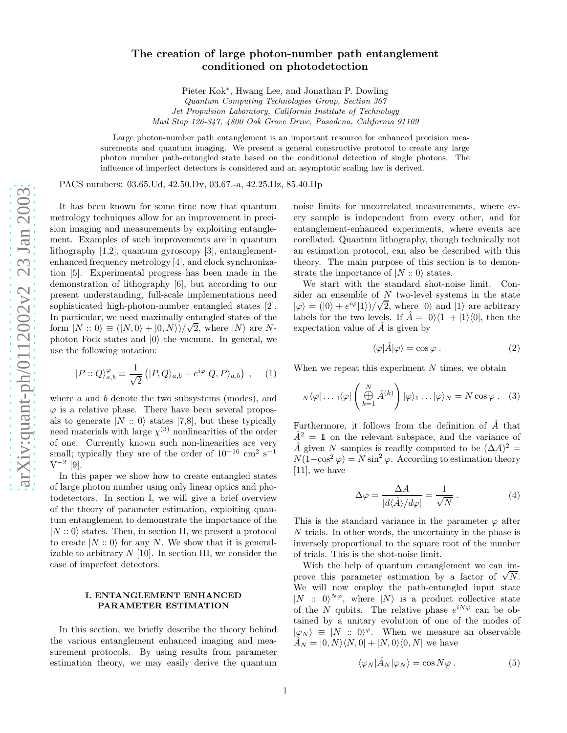# The creation of large photon-number path entanglement conditioned on photodetection

Pieter Kok*, Hwang Lee, and Jonathan P. Dowling

*Quantum Computing Technologies Group, Section 367*
*Jet Propulsion Laboratory, California Institute of Technology*
*Mail Stop 126-347, 4800 Oak Grove Drive, Pasadena, California 91109*

Large photon-number path entanglement is an important resource for enhanced precision measurements and quantum imaging. We present a general constructive protocol to create any large photon number path-entangled state based on the conditional detection of single photons. The influence of imperfect detectors is considered and an asymptotic scaling law is derived.

PACS numbers: 03.65.Ud, 42.50.Dv, 03.67.-a, 42.25.Hz, 85.40.Hp

It has been known for some time now that quantum metrology techniques allow for an improvement in precision imaging and measurements by exploiting entanglement. Examples of such improvements are in quantum lithography [1,2], quantum gyroscopy [3], entanglement-enhanced frequency metrology [4], and clock synchronization [5]. Experimental progress has been made in the demonstration of lithography [6], but according to our present understanding, full-scale implementations need sophisticated high-photon-number entangled states [2]. In particular, we need maximally entangled states of the form $|N :: 0\rangle \equiv (|N,0\rangle + |0,N\rangle)/\sqrt{2}$, where $|N\rangle$ are $N$-photon Fock states and $|0\rangle$ the vacuum. In general, we use the following notation:

$$|P :: Q\rangle_{a,b}^{\varphi} \equiv \frac{1}{\sqrt{2}}\left(|P,Q\rangle_{a,b} + e^{i\varphi}|Q,P\rangle_{a,b}\right) , \quad (1)$$

where $a$ and $b$ denote the two subsystems (modes), and $\varphi$ is a relative phase. There have been several proposals to generate $|N :: 0\rangle$ states [7,8], but these typically need materials with large $\chi^{(3)}$ nonlinearities of the order of one. Currently known such non-linearities are very small; typically they are of the order of $10^{-16}$ cm$^2$ s$^{-1}$ V$^{-2}$ [9].

In this paper we show how to create entangled states of large photon number using only linear optics and photodetectors. In section I, we will give a brief overview of the theory of parameter estimation, exploiting quantum entanglement to demonstrate the importance of the $|N :: 0\rangle$ states. Then, in section II, we present a protocol to create $|N :: 0\rangle$ for any $N$. We show that it is generalizable to arbitrary $N$ [10]. In section III, we consider the case of imperfect detectors.

## I. ENTANGLEMENT ENHANCED PARAMETER ESTIMATION

In this section, we briefly describe the theory behind the various entanglement enhanced imaging and measurement protocols. By using results from parameter estimation theory, we may easily derive the quantum noise limits for uncorrelated measurements, where every sample is independent from every other, and for entanglement-enhanced experiments, where events are corellated. Quantum lithography, though technically not an estimation protocol, can also be described with this theory. The main purpose of this section is to demonstrate the importance of $|N :: 0\rangle$ states.

We start with the standard shot-noise limit. Consider an ensemble of $N$ two-level systems in the state $|\varphi\rangle = (|0\rangle + e^{i\varphi}|1\rangle)/\sqrt{2}$, where $|0\rangle$ and $|1\rangle$ are arbitrary labels for the two levels. If $\hat{A} = |0\rangle\langle 1| + |1\rangle\langle 0|$, then the expectation value of $\hat{A}$ is given by

$$\langle\varphi|\hat{A}|\varphi\rangle = \cos\varphi . \quad (2)$$

When we repeat this experiment $N$ times, we obtain

$${}_N\langle\varphi|\ldots{}_1\langle\varphi|\left(\bigoplus_{k=1}^{N}\hat{A}^{(k)}\right)|\varphi\rangle_1\ldots|\varphi\rangle_N = N\cos\varphi . \quad (3)$$

Furthermore, it follows from the definition of $\hat{A}$ that $\hat{A}^2 = \mathbb{1}$ on the relevant subspace, and the variance of $\hat{A}$ given $N$ samples is readily computed to be $(\Delta A)^2 = N(1-\cos^2\varphi) = N\sin^2\varphi$. According to estimation theory [11], we have

$$\Delta\varphi = \frac{\Delta A}{|d\langle\hat{A}\rangle/d\varphi|} = \frac{1}{\sqrt{N}} . \quad (4)$$

This is the standard variance in the parameter $\varphi$ after $N$ trials. In other words, the uncertainty in the phase is inversely proportional to the square root of the number of trials. This is the shot-noise limit.

With the help of quantum entanglement we can improve this parameter estimation by a factor of $\sqrt{N}$. We will now employ the path-entangled input state $|N :: 0\rangle^{N\varphi}$, where $|N\rangle$ is a product collective state of the $N$ qubits. The relative phase $e^{iN\varphi}$ can be obtained by a unitary evolution of one of the modes of $|\varphi_N\rangle \equiv |N :: 0\rangle^{\varphi}$. When we measure an observable $\hat{A}_N = |0,N\rangle\langle N,0| + |N,0\rangle\langle 0,N|$ we have

$$\langle\varphi_N|\hat{A}_N|\varphi_N\rangle = \cos N\varphi . \quad (5)$$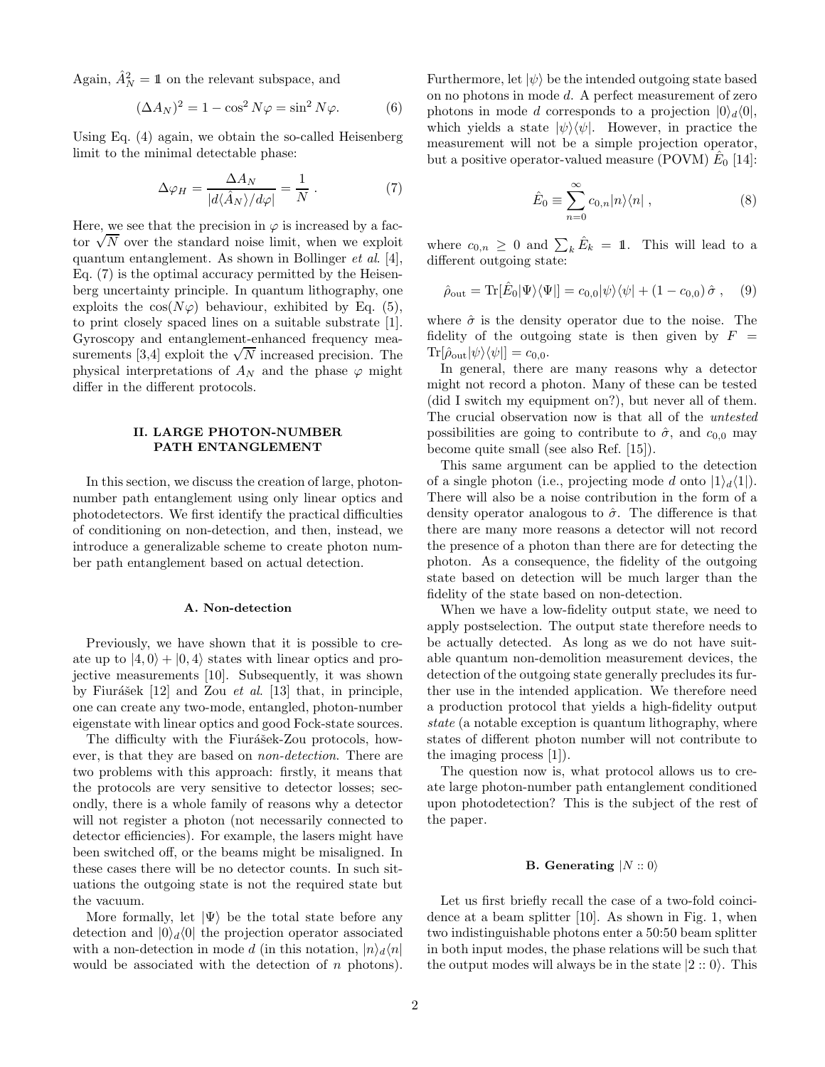Again, $\hat{A}_N^2 = \mathbb{1}$ on the relevant subspace, and

$$(\Delta A_N)^2 = 1 - \cos^2 N\varphi = \sin^2 N\varphi. \tag{6}$$

Using Eq. (4) again, we obtain the so-called Heisenberg limit to the minimal detectable phase:

$$\Delta\varphi_H = \frac{\Delta A_N}{|d\langle \hat{A}_N\rangle/d\varphi|} = \frac{1}{N} . \tag{7}$$

Here, we see that the precision in $\varphi$ is increased by a factor $\sqrt{N}$ over the standard noise limit, when we exploit quantum entanglement. As shown in Bollinger *et al.* [4], Eq. (7) is the optimal accuracy permitted by the Heisenberg uncertainty principle. In quantum lithography, one exploits the $\cos(N\varphi)$ behaviour, exhibited by Eq. (5), to print closely spaced lines on a suitable substrate [1]. Gyroscopy and entanglement-enhanced frequency measurements [3,4] exploit the $\sqrt{N}$ increased precision. The physical interpretations of $A_N$ and the phase $\varphi$ might differ in the different protocols.

## II. LARGE PHOTON-NUMBER PATH ENTANGLEMENT

In this section, we discuss the creation of large, photon-number path entanglement using only linear optics and photodetectors. We first identify the practical difficulties of conditioning on non-detection, and then, instead, we introduce a generalizable scheme to create photon number path entanglement based on actual detection.

### A. Non-detection

Previously, we have shown that it is possible to create up to $|4,0\rangle + |0,4\rangle$ states with linear optics and projective measurements [10]. Subsequently, it was shown by Fiurášek [12] and Zou *et al.* [13] that, in principle, one can create any two-mode, entangled, photon-number eigenstate with linear optics and good Fock-state sources.

The difficulty with the Fiurášek-Zou protocols, however, is that they are based on *non-detection*. There are two problems with this approach: firstly, it means that the protocols are very sensitive to detector losses; secondly, there is a whole family of reasons why a detector will not register a photon (not necessarily connected to detector efficiencies). For example, the lasers might have been switched off, or the beams might be misaligned. In these cases there will be no detector counts. In such situations the outgoing state is not the required state but the vacuum.

More formally, let $|\Psi\rangle$ be the total state before any detection and $|0\rangle_d\langle 0|$ the projection operator associated with a non-detection in mode $d$ (in this notation, $|n\rangle_d\langle n|$ would be associated with the detection of $n$ photons). Furthermore, let $|\psi\rangle$ be the intended outgoing state based on no photons in mode $d$. A perfect measurement of zero photons in mode $d$ corresponds to a projection $|0\rangle_d\langle 0|$, which yields a state $|\psi\rangle\langle\psi|$. However, in practice the measurement will not be a simple projection operator, but a positive operator-valued measure (POVM) $\hat{E}_0$ [14]:

$$\hat{E}_0 \equiv \sum_{n=0}^{\infty} c_{0,n}|n\rangle\langle n| , \tag{8}$$

where $c_{0,n} \geq 0$ and $\sum_k \hat{E}_k = \mathbb{1}$. This will lead to a different outgoing state:

$$\hat{\rho}_{\rm out} = {\rm Tr}[\hat{E}_0|\Psi\rangle\langle\Psi|] = c_{0,0}|\psi\rangle\langle\psi| + (1-c_{0,0})\,\hat{\sigma} , \tag{9}$$

where $\hat{\sigma}$ is the density operator due to the noise. The fidelity of the outgoing state is then given by $F = {\rm Tr}[\hat{\rho}_{\rm out}|\psi\rangle\langle\psi|] = c_{0,0}$.

In general, there are many reasons why a detector might not record a photon. Many of these can be tested (did I switch my equipment on?), but never all of them. The crucial observation now is that all of the *untested* possibilities are going to contribute to $\hat{\sigma}$, and $c_{0,0}$ may become quite small (see also Ref. [15]).

This same argument can be applied to the detection of a single photon (i.e., projecting mode $d$ onto $|1\rangle_d\langle 1|$). There will also be a noise contribution in the form of a density operator analogous to $\hat{\sigma}$. The difference is that there are many more reasons a detector will not record the presence of a photon than there are for detecting the photon. As a consequence, the fidelity of the outgoing state based on detection will be much larger than the fidelity of the state based on non-detection.

When we have a low-fidelity output state, we need to apply postselection. The output state therefore needs to be actually detected. As long as we do not have suitable quantum non-demolition measurement devices, the detection of the outgoing state generally precludes its further use in the intended application. We therefore need a production protocol that yields a high-fidelity output *state* (a notable exception is quantum lithography, where states of different photon number will not contribute to the imaging process [1]).

The question now is, what protocol allows us to create large photon-number path entanglement conditioned upon photodetection? This is the subject of the rest of the paper.

### B. Generating $|N :: 0\rangle$

Let us first briefly recall the case of a two-fold coincidence at a beam splitter [10]. As shown in Fig. 1, when two indistinguishable photons enter a 50:50 beam splitter in both input modes, the phase relations will be such that the output modes will always be in the state $|2 :: 0\rangle$. This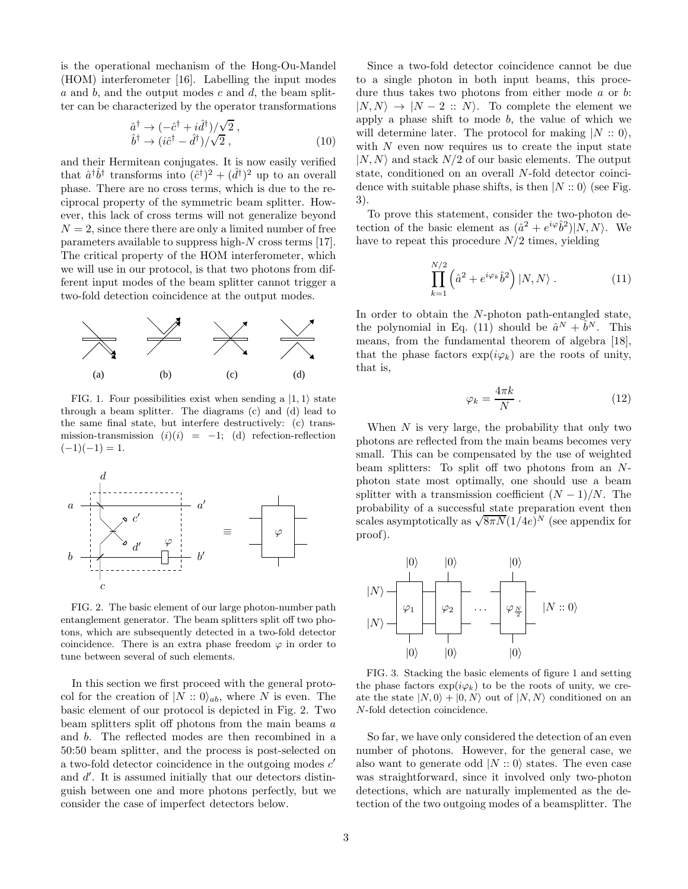is the operational mechanism of the Hong-Ou-Mandel (HOM) interferometer [16]. Labelling the input modes $a$ and $b$, and the output modes $c$ and $d$, the beam splitter can be characterized by the operator transformations

$$\hat{a}^\dagger \to (-\hat{c}^\dagger + i\hat{d}^\dagger)/\sqrt{2}\,,$$
$$\hat{b}^\dagger \to (i\hat{c}^\dagger - \hat{d}^\dagger)/\sqrt{2}\,, \tag{10}$$

and their Hermitean conjugates. It is now easily verified that $\hat{a}^\dagger\hat{b}^\dagger$ transforms into $(\hat{c}^\dagger)^2 + (\hat{d}^\dagger)^2$ up to an overall phase. There are no cross terms, which is due to the reciprocal property of the symmetric beam splitter. However, this lack of cross terms will not generalize beyond $N = 2$, since there there are only a limited number of free parameters available to suppress high-$N$ cross terms [17]. The critical property of the HOM interferometer, which we will use in our protocol, is that two photons from different input modes of the beam splitter cannot trigger a two-fold detection coincidence at the output modes.

(a) (b) (c) (d)

FIG. 1. Four possibilities exist when sending a $|1,1\rangle$ state through a beam splitter. The diagrams (c) and (d) lead to the same final state, but interfere destructively: (c) transmission-transmission $(i)(i) = -1$; (d) refection-reflection $(-1)(-1) = 1$.

$d$ $a$ $a'$ $c'$ $d'$ $\varphi$ $b$ $b'$ $c$ $\equiv$ $\varphi$

FIG. 2. The basic element of our large photon-number path entanglement generator. The beam splitters split off two photons, which are subsequently detected in a two-fold detector coincidence. There is an extra phase freedom $\varphi$ in order to tune between several of such elements.

In this section we first proceed with the general protocol for the creation of $|N :: 0\rangle_{ab}$, where $N$ is even. The basic element of our protocol is depicted in Fig. 2. Two beam splitters split off photons from the main beams $a$ and $b$. The reflected modes are then recombined in a 50:50 beam splitter, and the process is post-selected on a two-fold detector coincidence in the outgoing modes $c'$ and $d'$. It is assumed initially that our detectors distinguish between one and more photons perfectly, but we consider the case of imperfect detectors below.

Since a two-fold detector coincidence cannot be due to a single photon in both input beams, this procedure thus takes two photons from either mode $a$ or $b$: $|N,N\rangle \to |N-2 :: N\rangle$. To complete the element we apply a phase shift to mode $b$, the value of which we will determine later. The protocol for making $|N :: 0\rangle$, with $N$ even now requires us to create the input state $|N,N\rangle$ and stack $N/2$ of our basic elements. The output state, conditioned on an overall $N$-fold detector coincidence with suitable phase shifts, is then $|N :: 0\rangle$ (see Fig. 3).

To prove this statement, consider the two-photon detection of the basic element as $(\hat{a}^2 + e^{i\varphi}\hat{b}^2)|N,N\rangle$. We have to repeat this procedure $N/2$ times, yielding

$$\prod_{k=1}^{N/2} \left(\hat{a}^2 + e^{i\varphi_k}\hat{b}^2\right)|N,N\rangle\,. \tag{11}$$

In order to obtain the $N$-photon path-entangled state, the polynomial in Eq. (11) should be $\hat{a}^N + \hat{b}^N$. This means, from the fundamental theorem of algebra [18], that the phase factors $\exp(i\varphi_k)$ are the roots of unity, that is,

$$\varphi_k = \frac{4\pi k}{N}\,. \tag{12}$$

When $N$ is very large, the probability that only two photons are reflected from the main beams becomes very small. This can be compensated by the use of weighted beam splitters: To split off two photons from an $N$-photon state most optimally, one should use a beam splitter with a transmission coefficient $(N-1)/N$. The probability of a successful state preparation event then scales asymptotically as $\sqrt{8\pi N}(1/4e)^N$ (see appendix for proof).

$|0\rangle$ $|0\rangle$ $|0\rangle$ $|N\rangle$ $\varphi_1$ $\varphi_2$ $\ldots$ $\varphi_{\frac{N}{2}}$ $|N :: 0\rangle$ $|N\rangle$ $|0\rangle$ $|0\rangle$ $|0\rangle$

FIG. 3. Stacking the basic elements of figure 1 and setting the phase factors $\exp(i\varphi_k)$ to be the roots of unity, we create the state $|N,0\rangle + |0,N\rangle$ out of $|N,N\rangle$ conditioned on an $N$-fold detection coincidence.

So far, we have only considered the detection of an even number of photons. However, for the general case, we also want to generate odd $|N :: 0\rangle$ states. The even case was straightforward, since it involved only two-photon detections, which are naturally implemented as the detection of the two outgoing modes of a beamsplitter. The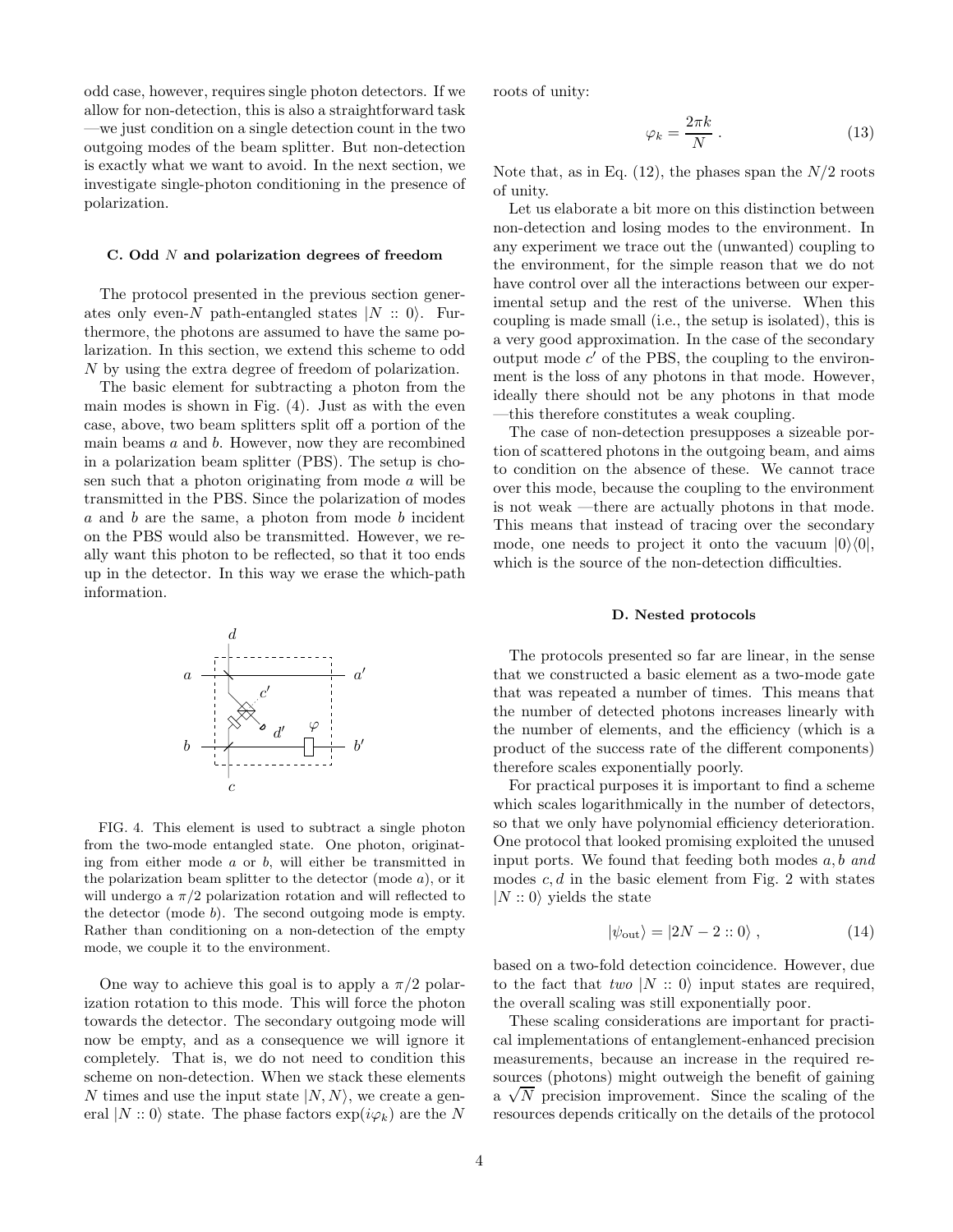odd case, however, requires single photon detectors. If we allow for non-detection, this is also a straightforward task —we just condition on a single detection count in the two outgoing modes of the beam splitter. But non-detection is exactly what we want to avoid. In the next section, we investigate single-photon conditioning in the presence of polarization.

### C. Odd $N$ and polarization degrees of freedom

The protocol presented in the previous section generates only even-$N$ path-entangled states $|N :: 0\rangle$. Furthermore, the photons are assumed to have the same polarization. In this section, we extend this scheme to odd $N$ by using the extra degree of freedom of polarization.

The basic element for subtracting a photon from the main modes is shown in Fig. (4). Just as with the even case, above, two beam splitters split off a portion of the main beams $a$ and $b$. However, now they are recombined in a polarization beam splitter (PBS). The setup is chosen such that a photon originating from mode $a$ will be transmitted in the PBS. Since the polarization of modes $a$ and $b$ are the same, a photon from mode $b$ incident on the PBS would also be transmitted. However, we really want this photon to be reflected, so that it too ends up in the detector. In this way we erase the which-path information.

d
a
a′
c′
d′
φ
b
b′
c

FIG. 4. This element is used to subtract a single photon from the two-mode entangled state. One photon, originating from either mode $a$ or $b$, will either be transmitted in the polarization beam splitter to the detector (mode $a$), or it will undergo a $\pi/2$ polarization rotation and will reflected to the detector (mode $b$). The second outgoing mode is empty. Rather than conditioning on a non-detection of the empty mode, we couple it to the environment.

One way to achieve this goal is to apply a $\pi/2$ polarization rotation to this mode. This will force the photon towards the detector. The secondary outgoing mode will now be empty, and as a consequence we will ignore it completely. That is, we do not need to condition this scheme on non-detection. When we stack these elements $N$ times and use the input state $|N, N\rangle$, we create a general $|N :: 0\rangle$ state. The phase factors $\exp(i\varphi_k)$ are the $N$ roots of unity:

$$\varphi_k = \frac{2\pi k}{N} \, . \tag{13}$$

Note that, as in Eq. (12), the phases span the $N/2$ roots of unity.

Let us elaborate a bit more on this distinction between non-detection and losing modes to the environment. In any experiment we trace out the (unwanted) coupling to the environment, for the simple reason that we do not have control over all the interactions between our experimental setup and the rest of the universe. When this coupling is made small (i.e., the setup is isolated), this is a very good approximation. In the case of the secondary output mode $c'$ of the PBS, the coupling to the environment is the loss of any photons in that mode. However, ideally there should not be any photons in that mode —this therefore constitutes a weak coupling.

The case of non-detection presupposes a sizeable portion of scattered photons in the outgoing beam, and aims to condition on the absence of these. We cannot trace over this mode, because the coupling to the environment is not weak —there are actually photons in that mode. This means that instead of tracing over the secondary mode, one needs to project it onto the vacuum $|0\rangle\langle 0|$, which is the source of the non-detection difficulties.

### D. Nested protocols

The protocols presented so far are linear, in the sense that we constructed a basic element as a two-mode gate that was repeated a number of times. This means that the number of detected photons increases linearly with the number of elements, and the efficiency (which is a product of the success rate of the different components) therefore scales exponentially poorly.

For practical purposes it is important to find a scheme which scales logarithmically in the number of detectors, so that we only have polynomial efficiency deterioration. One protocol that looked promising exploited the unused input ports. We found that feeding both modes $a, b$ *and* modes $c, d$ in the basic element from Fig. 2 with states $|N :: 0\rangle$ yields the state

$$|\psi_{\text{out}}\rangle = |2N - 2 :: 0\rangle \, , \tag{14}$$

based on a two-fold detection coincidence. However, due to the fact that *two* $|N :: 0\rangle$ input states are required, the overall scaling was still exponentially poor.

These scaling considerations are important for practical implementations of entanglement-enhanced precision measurements, because an increase in the required resources (photons) might outweigh the benefit of gaining a $\sqrt{N}$ precision improvement. Since the scaling of the resources depends critically on the details of the protocol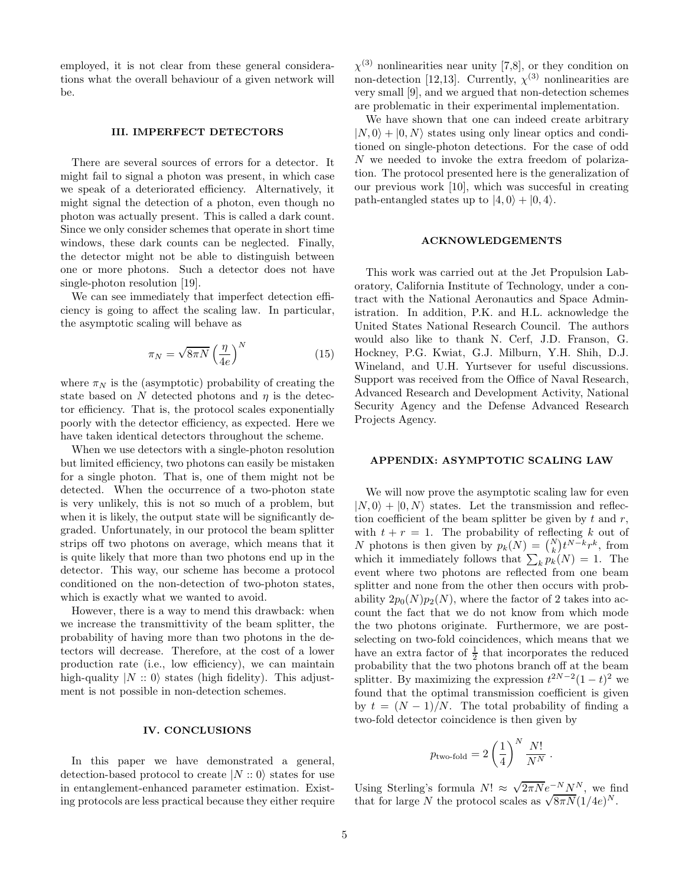employed, it is not clear from these general considerations what the overall behaviour of a given network will be.

## III. IMPERFECT DETECTORS

There are several sources of errors for a detector. It might fail to signal a photon was present, in which case we speak of a deteriorated efficiency. Alternatively, it might signal the detection of a photon, even though no photon was actually present. This is called a dark count. Since we only consider schemes that operate in short time windows, these dark counts can be neglected. Finally, the detector might not be able to distinguish between one or more photons. Such a detector does not have single-photon resolution [19].

We can see immediately that imperfect detection efficiency is going to affect the scaling law. In particular, the asymptotic scaling will behave as

$$\pi_N = \sqrt{8\pi N}\left(\frac{\eta}{4e}\right)^N \tag{15}$$

where $\pi_N$ is the (asymptotic) probability of creating the state based on $N$ detected photons and $\eta$ is the detector efficiency. That is, the protocol scales exponentially poorly with the detector efficiency, as expected. Here we have taken identical detectors throughout the scheme.

When we use detectors with a single-photon resolution but limited efficiency, two photons can easily be mistaken for a single photon. That is, one of them might not be detected. When the occurrence of a two-photon state is very unlikely, this is not so much of a problem, but when it is likely, the output state will be significantly degraded. Unfortunately, in our protocol the beam splitter strips off two photons on average, which means that it is quite likely that more than two photons end up in the detector. This way, our scheme has become a protocol conditioned on the non-detection of two-photon states, which is exactly what we wanted to avoid.

However, there is a way to mend this drawback: when we increase the transmittivity of the beam splitter, the probability of having more than two photons in the detectors will decrease. Therefore, at the cost of a lower production rate (i.e., low efficiency), we can maintain high-quality $|N :: 0\rangle$ states (high fidelity). This adjustment is not possible in non-detection schemes.

## IV. CONCLUSIONS

In this paper we have demonstrated a general, detection-based protocol to create $|N :: 0\rangle$ states for use in entanglement-enhanced parameter estimation. Existing protocols are less practical because they either require $\chi^{(3)}$ nonlinearities near unity [7,8], or they condition on non-detection [12,13]. Currently, $\chi^{(3)}$ nonlinearities are very small [9], and we argued that non-detection schemes are problematic in their experimental implementation.

We have shown that one can indeed create arbitrary $|N, 0\rangle + |0, N\rangle$ states using only linear optics and conditioned on single-photon detections. For the case of odd $N$ we needed to invoke the extra freedom of polarization. The protocol presented here is the generalization of our previous work [10], which was succesful in creating path-entangled states up to $|4, 0\rangle + |0, 4\rangle$.

## ACKNOWLEDGEMENTS

This work was carried out at the Jet Propulsion Laboratory, California Institute of Technology, under a contract with the National Aeronautics and Space Administration. In addition, P.K. and H.L. acknowledge the United States National Research Council. The authors would also like to thank N. Cerf, J.D. Franson, G. Hockney, P.G. Kwiat, G.J. Milburn, Y.H. Shih, D.J. Wineland, and U.H. Yurtsever for useful discussions. Support was received from the Office of Naval Research, Advanced Research and Development Activity, National Security Agency and the Defense Advanced Research Projects Agency.

## APPENDIX: ASYMPTOTIC SCALING LAW

We will now prove the asymptotic scaling law for even $|N, 0\rangle + |0, N\rangle$ states. Let the transmission and reflection coefficient of the beam splitter be given by $t$ and $r$, with $t + r = 1$. The probability of reflecting $k$ out of $N$ photons is then given by $p_k(N) = \binom{N}{k} t^{N-k} r^k$, from which it immediately follows that $\sum_k p_k(N) = 1$. The event where two photons are reflected from one beam splitter and none from the other then occurs with probability $2p_0(N)p_2(N)$, where the factor of 2 takes into account the fact that we do not know from which mode the two photons originate. Furthermore, we are postselecting on two-fold coincidences, which means that we have an extra factor of $\frac{1}{2}$ that incorporates the reduced probability that the two photons branch off at the beam splitter. By maximizing the expression $t^{2N-2}(1-t)^2$ we found that the optimal transmission coefficient is given by $t = (N-1)/N$. The total probability of finding a two-fold detector coincidence is then given by

$$p_{\text{two-fold}} = 2\left(\frac{1}{4}\right)^N \frac{N!}{N^N} .$$

Using Sterling's formula $N! \approx \sqrt{2\pi N} e^{-N} N^N$, we find that for large $N$ the protocol scales as $\sqrt{8\pi N}(1/4e)^N$.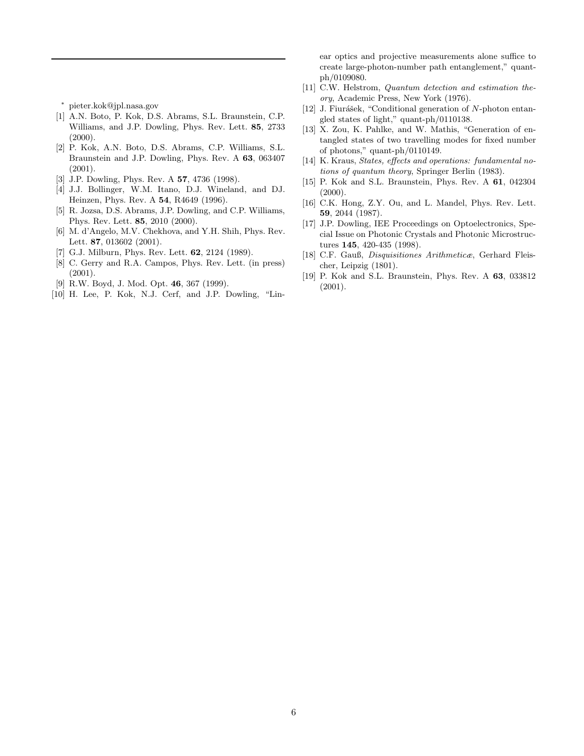\* pieter.kok@jpl.nasa.gov

[1] A.N. Boto, P. Kok, D.S. Abrams, S.L. Braunstein, C.P. Williams, and J.P. Dowling, Phys. Rev. Lett. **85**, 2733 (2000).

[2] P. Kok, A.N. Boto, D.S. Abrams, C.P. Williams, S.L. Braunstein and J.P. Dowling, Phys. Rev. A **63**, 063407 (2001).

[3] J.P. Dowling, Phys. Rev. A **57**, 4736 (1998).

[4] J.J. Bollinger, W.M. Itano, D.J. Wineland, and DJ. Heinzen, Phys. Rev. A **54**, R4649 (1996).

[5] R. Jozsa, D.S. Abrams, J.P. Dowling, and C.P. Williams, Phys. Rev. Lett. **85**, 2010 (2000).

[6] M. d'Angelo, M.V. Chekhova, and Y.H. Shih, Phys. Rev. Lett. **87**, 013602 (2001).

[7] G.J. Milburn, Phys. Rev. Lett. **62**, 2124 (1989).

[8] C. Gerry and R.A. Campos, Phys. Rev. Lett. (in press) (2001).

[9] R.W. Boyd, J. Mod. Opt. **46**, 367 (1999).

[10] H. Lee, P. Kok, N.J. Cerf, and J.P. Dowling, "Linear optics and projective measurements alone suffice to create large-photon-number path entanglement," quant-ph/0109080.

[11] C.W. Helstrom, *Quantum detection and estimation theory*, Academic Press, New York (1976).

[12] J. Fiurášek, "Conditional generation of $N$-photon entangled states of light," quant-ph/0110138.

[13] X. Zou, K. Pahlke, and W. Mathis, "Generation of entangled states of two travelling modes for fixed number of photons," quant-ph/0110149.

[14] K. Kraus, *States, effects and operations: fundamental notions of quantum theory*, Springer Berlin (1983).

[15] P. Kok and S.L. Braunstein, Phys. Rev. A **61**, 042304 (2000).

[16] C.K. Hong, Z.Y. Ou, and L. Mandel, Phys. Rev. Lett. **59**, 2044 (1987).

[17] J.P. Dowling, IEE Proceedings on Optoelectronics, Special Issue on Photonic Crystals and Photonic Microstructures **145**, 420-435 (1998).

[18] C.F. Gauß, *Disquisitiones Arithmeticæ*, Gerhard Fleischer, Leipzig (1801).

[19] P. Kok and S.L. Braunstein, Phys. Rev. A **63**, 033812 (2001).